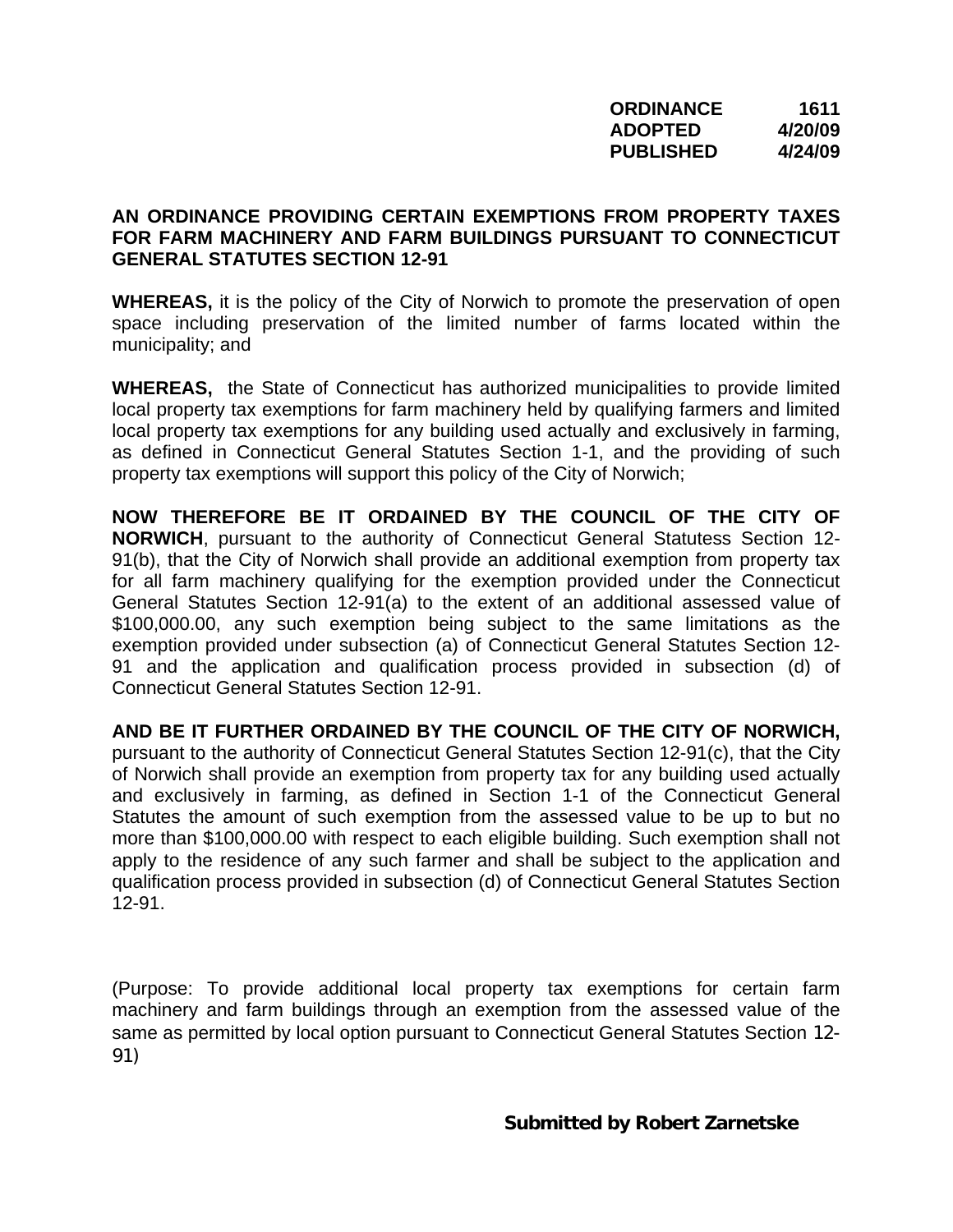| | |
|---|---|
| **ORDINANCE** | **1611** |
| **ADOPTED** | **4/20/09** |
| **PUBLISHED** | **4/24/09** |

**AN ORDINANCE PROVIDING CERTAIN EXEMPTIONS FROM PROPERTY TAXES FOR FARM MACHINERY AND FARM BUILDINGS PURSUANT TO CONNECTICUT GENERAL STATUTES SECTION 12-91**

**WHEREAS,** it is the policy of the City of Norwich to promote the preservation of open space including preservation of the limited number of farms located within the municipality; and

**WHEREAS,** the State of Connecticut has authorized municipalities to provide limited local property tax exemptions for farm machinery held by qualifying farmers and limited local property tax exemptions for any building used actually and exclusively in farming, as defined in Connecticut General Statutes Section 1-1, and the providing of such property tax exemptions will support this policy of the City of Norwich;

**NOW THEREFORE BE IT ORDAINED BY THE COUNCIL OF THE CITY OF NORWICH**, pursuant to the authority of Connecticut General Statutess Section 12-91(b), that the City of Norwich shall provide an additional exemption from property tax for all farm machinery qualifying for the exemption provided under the Connecticut General Statutes Section 12-91(a) to the extent of an additional assessed value of $100,000.00, any such exemption being subject to the same limitations as the exemption provided under subsection (a) of Connecticut General Statutes Section 12-91 and the application and qualification process provided in subsection (d) of Connecticut General Statutes Section 12-91.

**AND BE IT FURTHER ORDAINED BY THE COUNCIL OF THE CITY OF NORWICH,** pursuant to the authority of Connecticut General Statutes Section 12-91(c), that the City of Norwich shall provide an exemption from property tax for any building used actually and exclusively in farming, as defined in Section 1-1 of the Connecticut General Statutes the amount of such exemption from the assessed value to be up to but no more than $100,000.00 with respect to each eligible building. Such exemption shall not apply to the residence of any such farmer and shall be subject to the application and qualification process provided in subsection (d) of Connecticut General Statutes Section 12-91.

(Purpose: To provide additional local property tax exemptions for certain farm machinery and farm buildings through an exemption from the assessed value of the same as permitted by local option pursuant to Connecticut General Statutes Section 12-91)

**Submitted by Robert Zarnetske**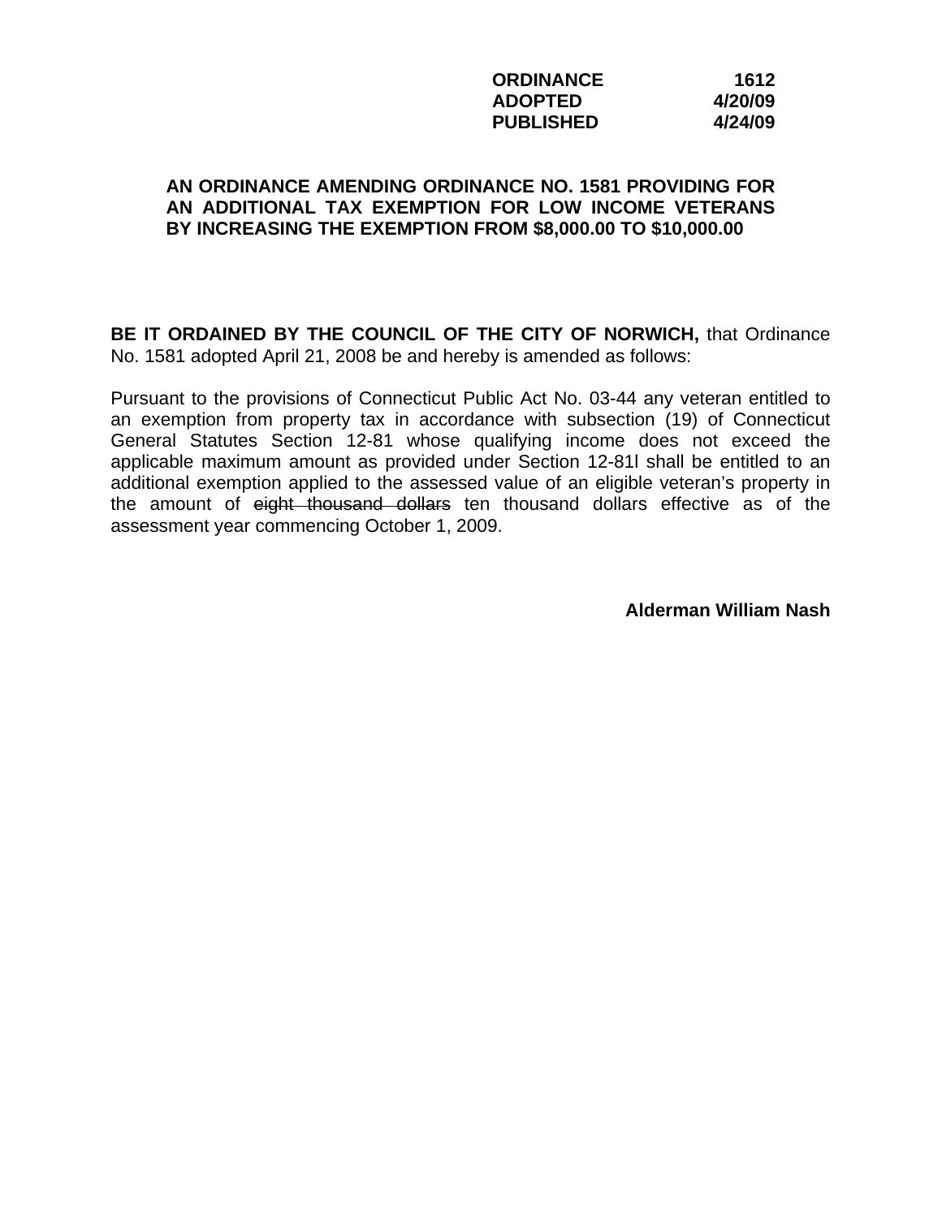| | |
|---|---|
| **ORDINANCE** | **1612** |
| **ADOPTED** | **4/20/09** |
| **PUBLISHED** | **4/24/09** |

**AN ORDINANCE AMENDING ORDINANCE NO. 1581 PROVIDING FOR AN ADDITIONAL TAX EXEMPTION FOR LOW INCOME VETERANS BY INCREASING THE EXEMPTION FROM $8,000.00 TO $10,000.00**

**BE IT ORDAINED BY THE COUNCIL OF THE CITY OF NORWICH,** that Ordinance No. 1581 adopted April 21, 2008 be and hereby is amended as follows:

Pursuant to the provisions of Connecticut Public Act No. 03-44 any veteran entitled to an exemption from property tax in accordance with subsection (19) of Connecticut General Statutes Section 12-81 whose qualifying income does not exceed the applicable maximum amount as provided under Section 12-81l shall be entitled to an additional exemption applied to the assessed value of an eligible veteran's property in the amount of ~~eight thousand dollars~~ ten thousand dollars effective as of the assessment year commencing October 1, 2009.

**Alderman William Nash**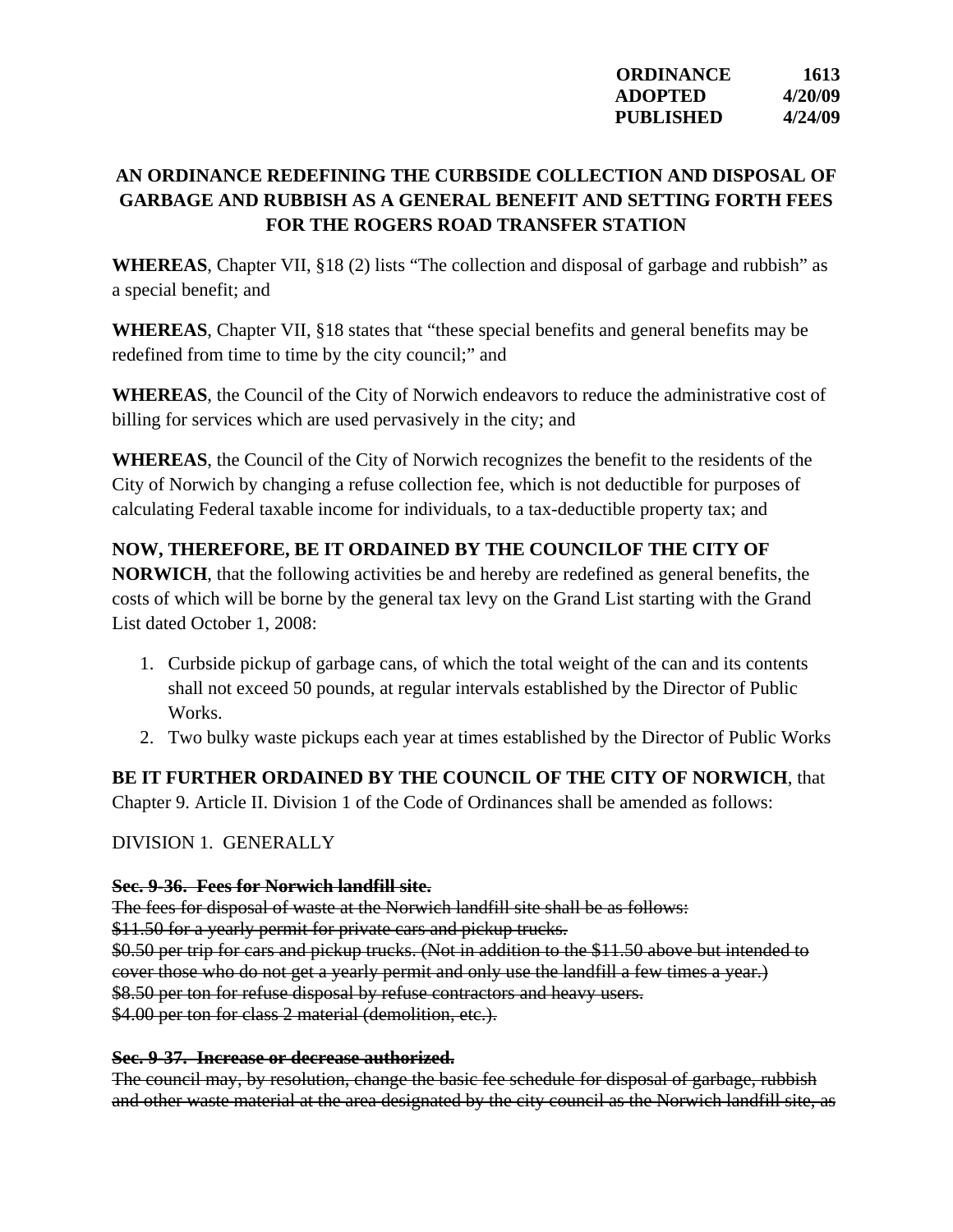**ORDINANCE 1613**
**ADOPTED 4/20/09**
**PUBLISHED 4/24/09**

## AN ORDINANCE REDEFINING THE CURBSIDE COLLECTION AND DISPOSAL OF GARBAGE AND RUBBISH AS A GENERAL BENEFIT AND SETTING FORTH FEES FOR THE ROGERS ROAD TRANSFER STATION

**WHEREAS**, Chapter VII, §18 (2) lists "The collection and disposal of garbage and rubbish" as a special benefit; and

**WHEREAS**, Chapter VII, §18 states that "these special benefits and general benefits may be redefined from time to time by the city council;" and

**WHEREAS**, the Council of the City of Norwich endeavors to reduce the administrative cost of billing for services which are used pervasively in the city; and

**WHEREAS**, the Council of the City of Norwich recognizes the benefit to the residents of the City of Norwich by changing a refuse collection fee, which is not deductible for purposes of calculating Federal taxable income for individuals, to a tax-deductible property tax; and

**NOW, THEREFORE, BE IT ORDAINED BY THE COUNCILOF THE CITY OF NORWICH**, that the following activities be and hereby are redefined as general benefits, the costs of which will be borne by the general tax levy on the Grand List starting with the Grand List dated October 1, 2008:

1. Curbside pickup of garbage cans, of which the total weight of the can and its contents shall not exceed 50 pounds, at regular intervals established by the Director of Public Works.
2. Two bulky waste pickups each year at times established by the Director of Public Works

**BE IT FURTHER ORDAINED BY THE COUNCIL OF THE CITY OF NORWICH**, that Chapter 9. Article II. Division 1 of the Code of Ordinances shall be amended as follows:

DIVISION 1. GENERALLY

~~**Sec. 9-36. Fees for Norwich landfill site.**~~
~~The fees for disposal of waste at the Norwich landfill site shall be as follows:~~
~~$11.50 for a yearly permit for private cars and pickup trucks.~~
~~$0.50 per trip for cars and pickup trucks. (Not in addition to the $11.50 above but intended to cover those who do not get a yearly permit and only use the landfill a few times a year.)~~
~~$8.50 per ton for refuse disposal by refuse contractors and heavy users.~~
~~$4.00 per ton for class 2 material (demolition, etc.).~~

~~**Sec. 9-37. Increase or decrease authorized.**~~
~~The council may, by resolution, change the basic fee schedule for disposal of garbage, rubbish and other waste material at the area designated by the city council as the Norwich landfill site, as~~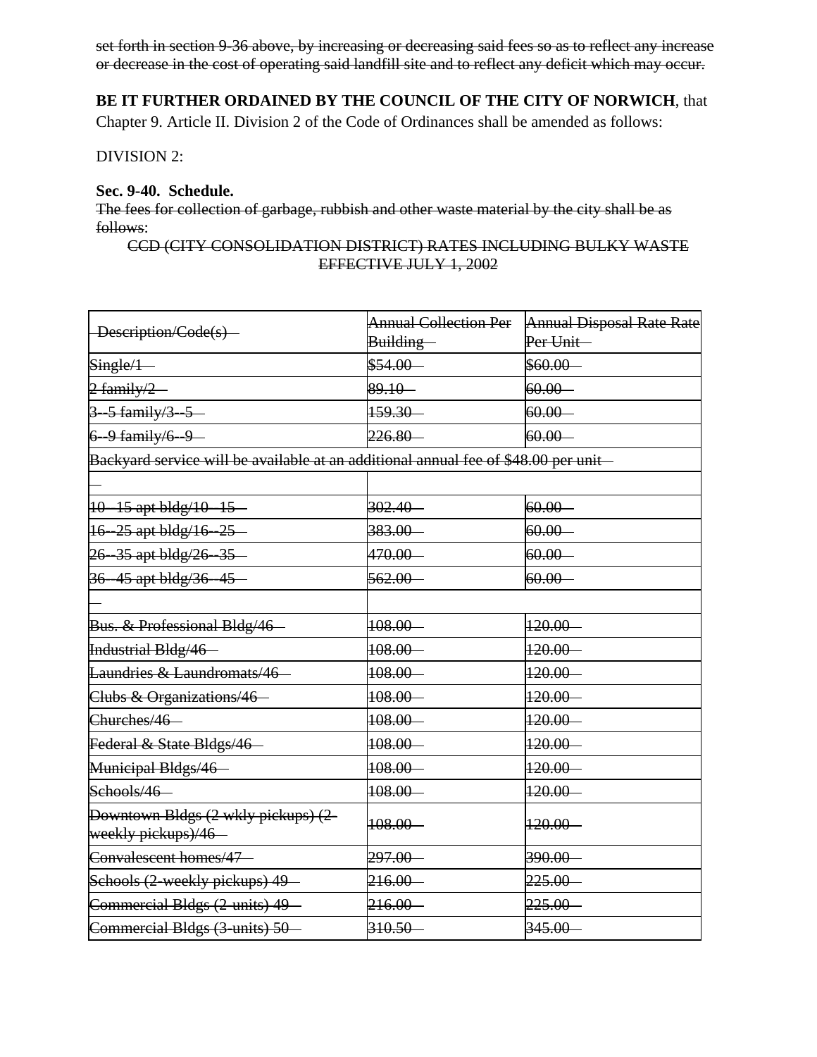~~set forth in section 9-36 above, by increasing or decreasing said fees so as to reflect any increase or decrease in the cost of operating said landfill site and to reflect any deficit which may occur.~~

**BE IT FURTHER ORDAINED BY THE COUNCIL OF THE CITY OF NORWICH**, that Chapter 9. Article II. Division 2 of the Code of Ordinances shall be amended as follows:

DIVISION 2:

**Sec. 9-40. Schedule.**

~~The fees for collection of garbage, rubbish and other waste material by the city shall be as follows~~:

~~CCD (CITY CONSOLIDATION DISTRICT) RATES INCLUDING BULKY WASTE EFFECTIVE JULY 1, 2002~~

| ~~Description/Code(s)~~ | ~~Annual Collection Per Building~~ | ~~Annual Disposal Rate Rate Per Unit~~ |
|---|---|---|
| ~~Single/1~~ | ~~$54.00~~ | ~~$60.00~~ |
| ~~2 family/2~~ | ~~89.10~~ | ~~60.00~~ |
| ~~3--5 family/3--5~~ | ~~159.30~~ | ~~60.00~~ |
| ~~6--9 family/6--9~~ | ~~226.80~~ | ~~60.00~~ |
| ~~Backyard service will be available at an additional annual fee of $48.00 per unit~~ | | |
| | | |
| ~~10--15 apt bldg/10--15~~ | ~~302.40~~ | ~~60.00~~ |
| ~~16--25 apt bldg/16--25~~ | ~~383.00~~ | ~~60.00~~ |
| ~~26--35 apt bldg/26--35~~ | ~~470.00~~ | ~~60.00~~ |
| ~~36--45 apt bldg/36--45~~ | ~~562.00~~ | ~~60.00~~ |
| | | |
| ~~Bus. & Professional Bldg/46~~ | ~~108.00~~ | ~~120.00~~ |
| ~~Industrial Bldg/46~~ | ~~108.00~~ | ~~120.00~~ |
| ~~Laundries & Laundromats/46~~ | ~~108.00~~ | ~~120.00~~ |
| ~~Clubs & Organizations/46~~ | ~~108.00~~ | ~~120.00~~ |
| ~~Churches/46~~ | ~~108.00~~ | ~~120.00~~ |
| ~~Federal & State Bldgs/46~~ | ~~108.00~~ | ~~120.00~~ |
| ~~Municipal Bldgs/46~~ | ~~108.00~~ | ~~120.00~~ |
| ~~Schools/46~~ | ~~108.00~~ | ~~120.00~~ |
| ~~Downtown Bldgs (2 wkly pickups) (2-weekly pickups)/46~~ | ~~108.00~~ | ~~120.00~~ |
| ~~Convalescent homes/47~~ | ~~297.00~~ | ~~390.00~~ |
| ~~Schools (2-weekly pickups) 49~~ | ~~216.00~~ | ~~225.00~~ |
| ~~Commercial Bldgs (2-units) 49~~ | ~~216.00~~ | ~~225.00~~ |
| ~~Commercial Bldgs (3-units) 50~~ | ~~310.50~~ | ~~345.00~~ |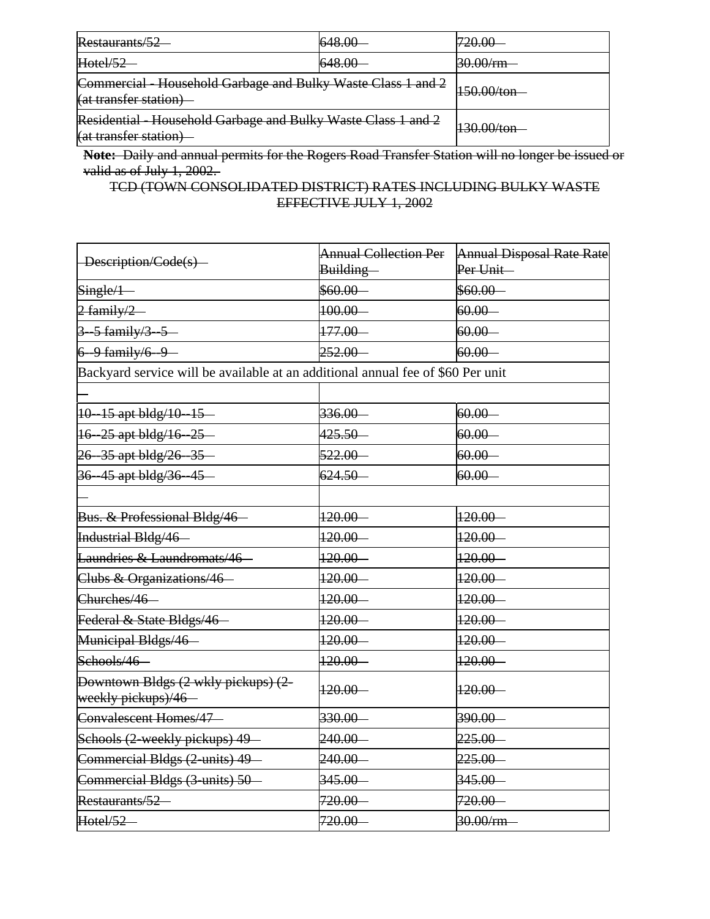| | | |
|---|---|---|
| ~~Restaurants/52~~ | ~~648.00~~ | ~~720.00~~ |
| ~~Hotel/52~~ | ~~648.00~~ | ~~30.00/rm~~ |
| ~~Commercial - Household Garbage and Bulky Waste Class 1 and 2 (at transfer station)~~ | | ~~150.00/ton~~ |
| ~~Residential - Household Garbage and Bulky Waste Class 1 and 2 (at transfer station)~~ | | ~~130.00/ton~~ |

~~**Note:** Daily and annual permits for the Rogers Road Transfer Station will no longer be issued or valid as of July 1, 2002.~~

~~TCD (TOWN CONSOLIDATED DISTRICT) RATES INCLUDING BULKY WASTE EFFECTIVE JULY 1, 2002~~

| ~~Description/Code(s)~~ | ~~Annual Collection Per Building~~ | ~~Annual Disposal Rate Rate Per Unit~~ |
|---|---|---|
| ~~Single/1~~ | ~~$60.00~~ | ~~$60.00~~ |
| ~~2 family/2~~ | ~~100.00~~ | ~~60.00~~ |
| ~~3--5 family/3--5~~ | ~~177.00~~ | ~~60.00~~ |
| ~~6--9 family/6--9~~ | ~~252.00~~ | ~~60.00~~ |
| Backyard service will be available at an additional annual fee of $60 Per unit | | |
| | | |
| ~~10--15 apt bldg/10--15~~ | ~~336.00~~ | ~~60.00~~ |
| ~~16--25 apt bldg/16--25~~ | ~~425.50~~ | ~~60.00~~ |
| ~~26--35 apt bldg/26--35~~ | ~~522.00~~ | ~~60.00~~ |
| ~~36--45 apt bldg/36--45~~ | ~~624.50~~ | ~~60.00~~ |
| | | |
| ~~Bus. & Professional Bldg/46~~ | ~~120.00~~ | ~~120.00~~ |
| ~~Industrial Bldg/46~~ | ~~120.00~~ | ~~120.00~~ |
| ~~Laundries & Laundromats/46~~ | ~~120.00~~ | ~~120.00~~ |
| ~~Clubs & Organizations/46~~ | ~~120.00~~ | ~~120.00~~ |
| ~~Churches/46~~ | ~~120.00~~ | ~~120.00~~ |
| ~~Federal & State Bldgs/46~~ | ~~120.00~~ | ~~120.00~~ |
| ~~Municipal Bldgs/46~~ | ~~120.00~~ | ~~120.00~~ |
| ~~Schools/46~~ | ~~120.00~~ | ~~120.00~~ |
| ~~Downtown Bldgs (2 wkly pickups) (2-weekly pickups)/46~~ | ~~120.00~~ | ~~120.00~~ |
| ~~Convalescent Homes/47~~ | ~~330.00~~ | ~~390.00~~ |
| ~~Schools (2-weekly pickups) 49~~ | ~~240.00~~ | ~~225.00~~ |
| ~~Commercial Bldgs (2-units) 49~~ | ~~240.00~~ | ~~225.00~~ |
| ~~Commercial Bldgs (3-units) 50~~ | ~~345.00~~ | ~~345.00~~ |
| ~~Restaurants/52~~ | ~~720.00~~ | ~~720.00~~ |
| ~~Hotel/52~~ | ~~720.00~~ | ~~30.00/rm~~ |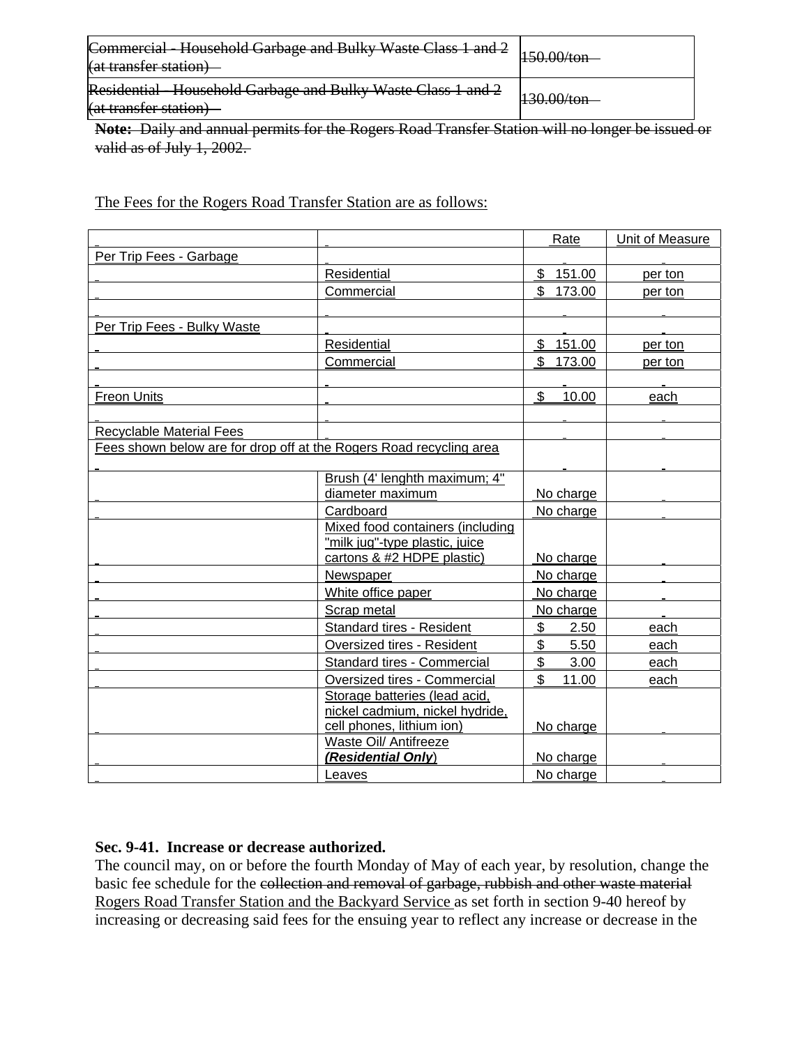| | |
|---|---|
| ~~Commercial - Household Garbage and Bulky Waste Class 1 and 2 (at transfer station)~~ | ~~150.00/ton~~ |
| ~~Residential - Household Garbage and Bulky Waste Class 1 and 2 (at transfer station)~~ | ~~130.00/ton~~ |

~~**Note:** Daily and annual permits for the Rogers Road Transfer Station will no longer be issued or valid as of July 1, 2002.~~

<u>The Fees for the Rogers Road Transfer Station are as follows:</u>

| | | Rate | Unit of Measure |
|---|---|---|---|
| Per Trip Fees - Garbage | | | |
| | Residential | $ 151.00 | per ton |
| | Commercial | $ 173.00 | per ton |
| | | | |
| Per Trip Fees - Bulky Waste | | | |
| | Residential | $ 151.00 | per ton |
| | Commercial | $ 173.00 | per ton |
| | | | |
| Freon Units | | $ 10.00 | each |
| | | | |
| Recyclable Material Fees | | | |
| Fees shown below are for drop off at the Rogers Road recycling area | | | |
| | Brush (4' lenghth maximum; 4" diameter maximum | No charge | |
| | Cardboard | No charge | |
| | Mixed food containers (including "milk jug"-type plastic, juice cartons & #2 HDPE plastic) | No charge | |
| | Newspaper | No charge | |
| | White office paper | No charge | |
| | Scrap metal | No charge | |
| | Standard tires - Resident | $ 2.50 | each |
| | Oversized tires - Resident | $ 5.50 | each |
| | Standard tires - Commercial | $ 3.00 | each |
| | Oversized tires - Commercial | $ 11.00 | each |
| | Storage batteries (lead acid, nickel cadmium, nickel hydride, cell phones, lithium ion) | No charge | |
| | Waste Oil/ Antifreeze ***(Residential Only)*** | No charge | |
| | Leaves | No charge | |

**Sec. 9-41. Increase or decrease authorized.**

The council may, on or before the fourth Monday of May of each year, by resolution, change the basic fee schedule for the ~~collection and removal of garbage, rubbish and other waste material~~ <u>Rogers Road Transfer Station and the Backyard Service</u> as set forth in section 9-40 hereof by increasing or decreasing said fees for the ensuing year to reflect any increase or decrease in the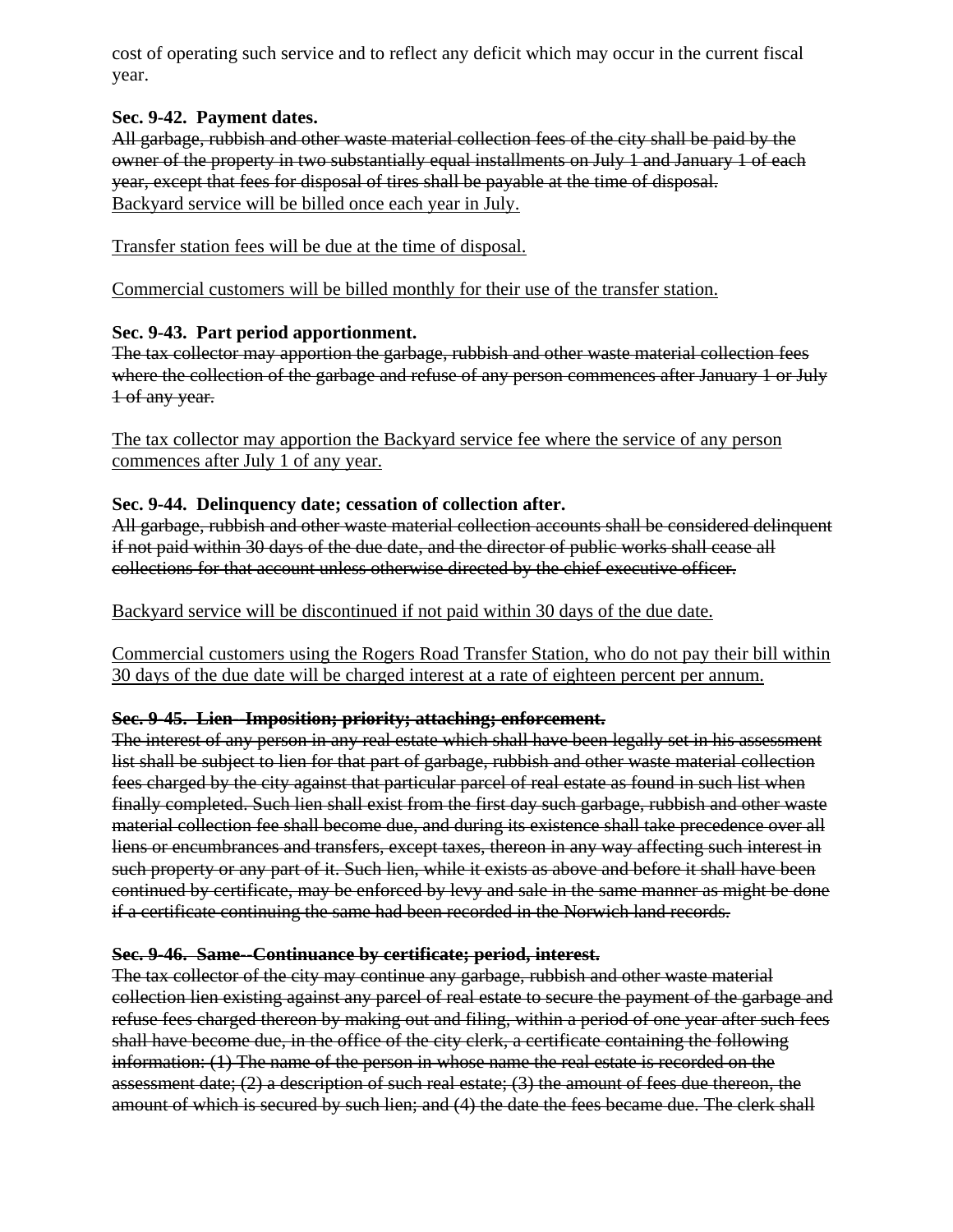cost of operating such service and to reflect any deficit which may occur in the current fiscal year.

**Sec. 9-42. Payment dates.**

~~All garbage, rubbish and other waste material collection fees of the city shall be paid by the owner of the property in two substantially equal installments on July 1 and January 1 of each year, except that fees for disposal of tires shall be payable at the time of disposal.~~

<u>Backyard service will be billed once each year in July.</u>

<u>Transfer station fees will be due at the time of disposal.</u>

<u>Commercial customers will be billed monthly for their use of the transfer station.</u>

**Sec. 9-43. Part period apportionment.**

~~The tax collector may apportion the garbage, rubbish and other waste material collection fees where the collection of the garbage and refuse of any person commences after January 1 or July 1 of any year.~~

<u>The tax collector may apportion the Backyard service fee where the service of any person commences after July 1 of any year.</u>

**Sec. 9-44. Delinquency date; cessation of collection after.**

~~All garbage, rubbish and other waste material collection accounts shall be considered delinquent if not paid within 30 days of the due date, and the director of public works shall cease all collections for that account unless otherwise directed by the chief executive officer.~~

<u>Backyard service will be discontinued if not paid within 30 days of the due date.</u>

<u>Commercial customers using the Rogers Road Transfer Station, who do not pay their bill within 30 days of the due date will be charged interest at a rate of eighteen percent per annum.</u>

~~**Sec. 9-45. Lien--Imposition; priority; attaching; enforcement.**~~

~~The interest of any person in any real estate which shall have been legally set in his assessment list shall be subject to lien for that part of garbage, rubbish and other waste material collection fees charged by the city against that particular parcel of real estate as found in such list when finally completed. Such lien shall exist from the first day such garbage, rubbish and other waste material collection fee shall become due, and during its existence shall take precedence over all liens or encumbrances and transfers, except taxes, thereon in any way affecting such interest in such property or any part of it. Such lien, while it exists as above and before it shall have been continued by certificate, may be enforced by levy and sale in the same manner as might be done if a certificate continuing the same had been recorded in the Norwich land records.~~

~~**Sec. 9-46. Same--Continuance by certificate; period, interest.**~~

~~The tax collector of the city may continue any garbage, rubbish and other waste material collection lien existing against any parcel of real estate to secure the payment of the garbage and refuse fees charged thereon by making out and filing, within a period of one year after such fees shall have become due, in the office of the city clerk, a certificate containing the following information: (1) The name of the person in whose name the real estate is recorded on the assessment date; (2) a description of such real estate; (3) the amount of fees due thereon, the amount of which is secured by such lien; and (4) the date the fees became due. The clerk shall~~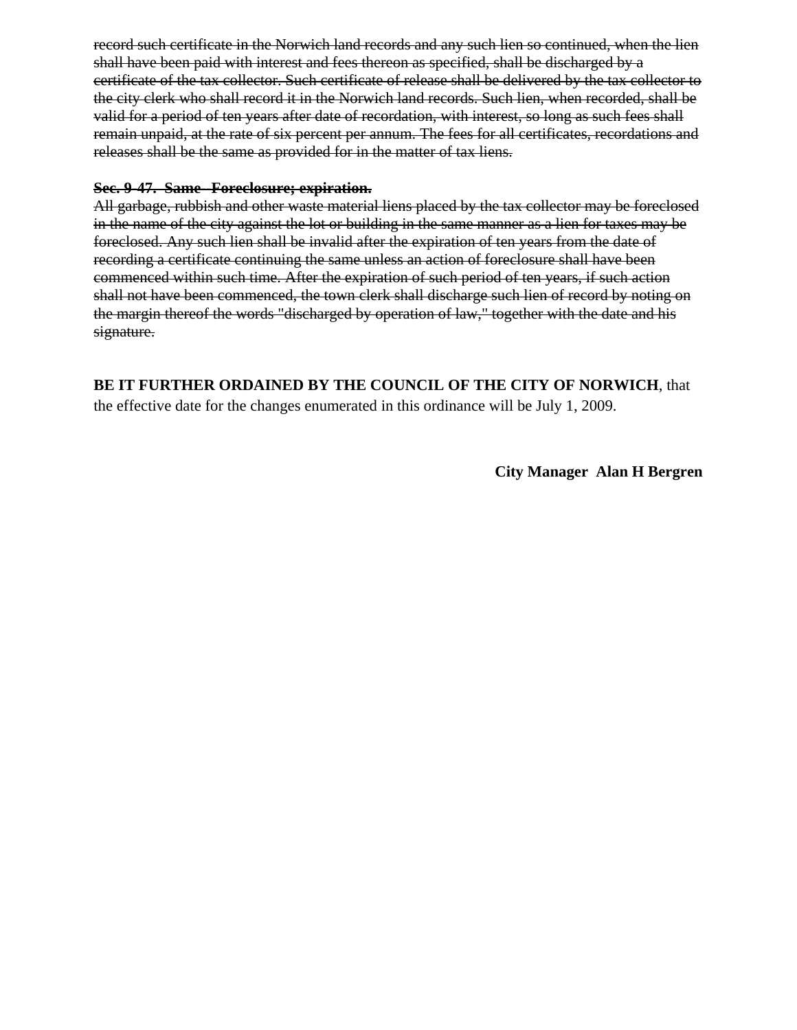~~record such certificate in the Norwich land records and any such lien so continued, when the lien shall have been paid with interest and fees thereon as specified, shall be discharged by a certificate of the tax collector. Such certificate of release shall be delivered by the tax collector to the city clerk who shall record it in the Norwich land records. Such lien, when recorded, shall be valid for a period of ten years after date of recordation, with interest, so long as such fees shall remain unpaid, at the rate of six percent per annum. The fees for all certificates, recordations and releases shall be the same as provided for in the matter of tax liens.~~

~~**Sec. 9-47. Same--Foreclosure; expiration.**~~
~~All garbage, rubbish and other waste material liens placed by the tax collector may be foreclosed in the name of the city against the lot or building in the same manner as a lien for taxes may be foreclosed. Any such lien shall be invalid after the expiration of ten years from the date of recording a certificate continuing the same unless an action of foreclosure shall have been commenced within such time. After the expiration of such period of ten years, if such action shall not have been commenced, the town clerk shall discharge such lien of record by noting on the margin thereof the words "discharged by operation of law," together with the date and his signature.~~

**BE IT FURTHER ORDAINED BY THE COUNCIL OF THE CITY OF NORWICH**, that the effective date for the changes enumerated in this ordinance will be July 1, 2009.

**City Manager Alan H Bergren**